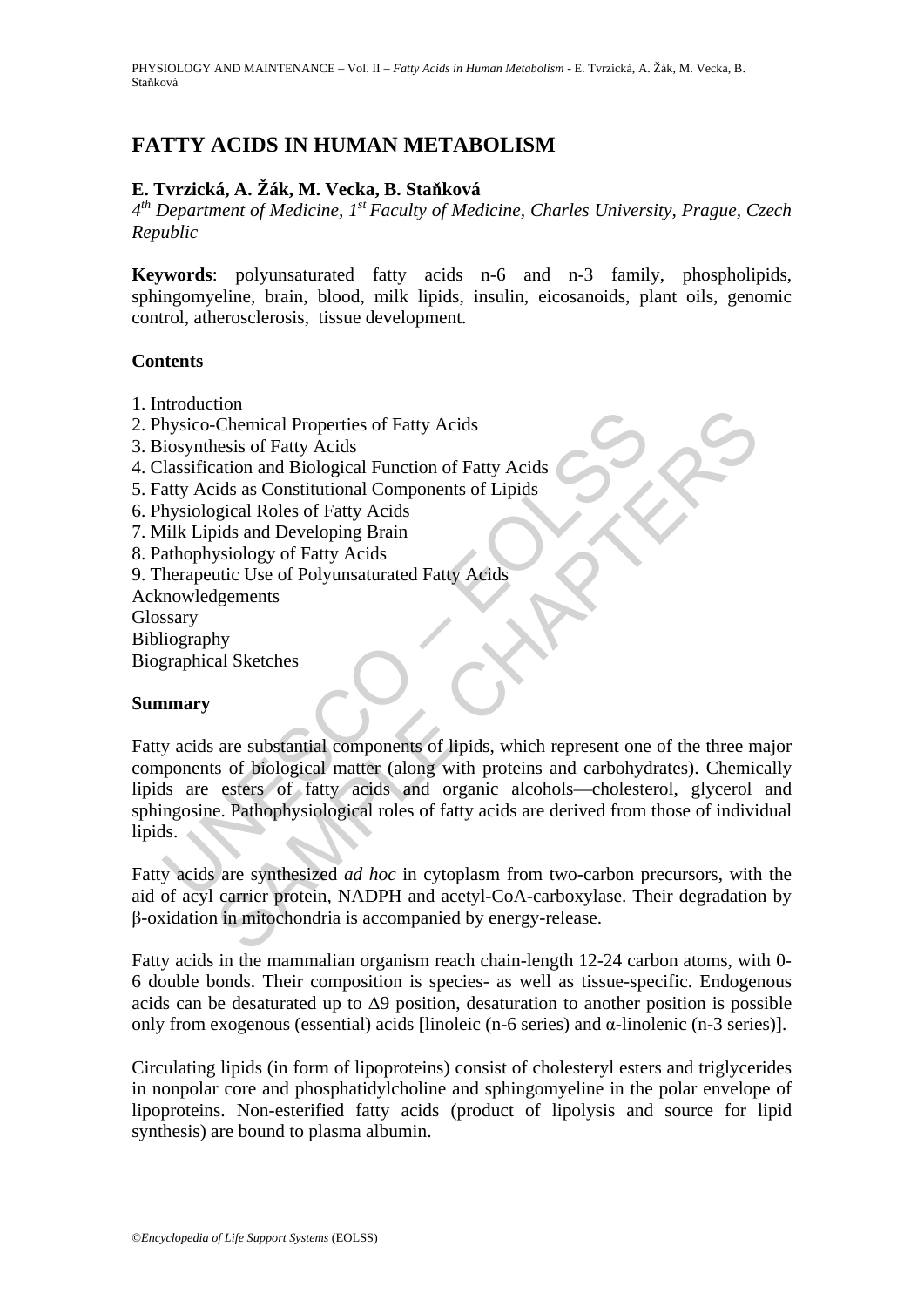# FATTY ACIDS IN HUMAN METABOLISM

**E. Tvrzická, A. Žák, M. Vecka, B. Staňková**

*4th Department of Medicine, 1st Faculty of Medicine, Charles University, Prague, Czech Republic*

**Keywords**: polyunsaturated fatty acids n-6 and n-3 family, phospholipids, sphingomyeline, brain, blood, milk lipids, insulin, eicosanoids, plant oils, genomic control, atherosclerosis, tissue development.

## Contents

1. Introduction
2. Physico-Chemical Properties of Fatty Acids
3. Biosynthesis of Fatty Acids
4. Classification and Biological Function of Fatty Acids
5. Fatty Acids as Constitutional Components of Lipids
6. Physiological Roles of Fatty Acids
7. Milk Lipids and Developing Brain
8. Pathophysiology of Fatty Acids
9. Therapeutic Use of Polyunsaturated Fatty Acids

Acknowledgements
Glossary
Bibliography
Biographical Sketches

## Summary

Fatty acids are substantial components of lipids, which represent one of the three major components of biological matter (along with proteins and carbohydrates). Chemically lipids are esters of fatty acids and organic alcohols—cholesterol, glycerol and sphingosine. Pathophysiological roles of fatty acids are derived from those of individual lipids.

Fatty acids are synthesized *ad hoc* in cytoplasm from two-carbon precursors, with the aid of acyl carrier protein, NADPH and acetyl-CoA-carboxylase. Their degradation by β-oxidation in mitochondria is accompanied by energy-release.

Fatty acids in the mammalian organism reach chain-length 12-24 carbon atoms, with 0-6 double bonds. Their composition is species- as well as tissue-specific. Endogenous acids can be desaturated up to $\Delta 9$ position, desaturation to another position is possible only from exogenous (essential) acids [linoleic (n-6 series) and α-linolenic (n-3 series)].

Circulating lipids (in form of lipoproteins) consist of cholesteryl esters and triglycerides in nonpolar core and phosphatidylcholine and sphingomyeline in the polar envelope of lipoproteins. Non-esterified fatty acids (product of lipolysis and source for lipid synthesis) are bound to plasma albumin.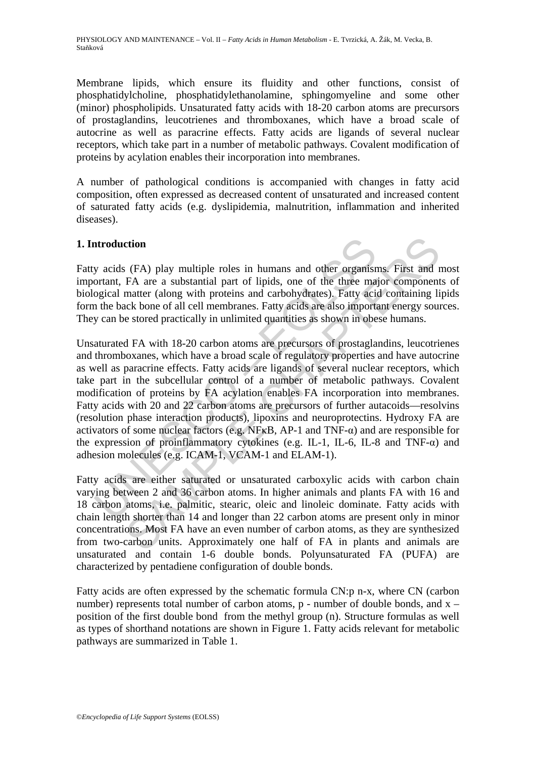Membrane lipids, which ensure its fluidity and other functions, consist of phosphatidylcholine, phosphatidylethanolamine, sphingomyeline and some other (minor) phospholipids. Unsaturated fatty acids with 18-20 carbon atoms are precursors of prostaglandins, leucotrienes and thromboxanes, which have a broad scale of autocrine as well as paracrine effects. Fatty acids are ligands of several nuclear receptors, which take part in a number of metabolic pathways. Covalent modification of proteins by acylation enables their incorporation into membranes.

A number of pathological conditions is accompanied with changes in fatty acid composition, often expressed as decreased content of unsaturated and increased content of saturated fatty acids (e.g. dyslipidemia, malnutrition, inflammation and inherited diseases).

## 1. Introduction

Fatty acids (FA) play multiple roles in humans and other organisms. First and most important, FA are a substantial part of lipids, one of the three major components of biological matter (along with proteins and carbohydrates). Fatty acid containing lipids form the back bone of all cell membranes. Fatty acids are also important energy sources. They can be stored practically in unlimited quantities as shown in obese humans.

Unsaturated FA with 18-20 carbon atoms are precursors of prostaglandins, leucotrienes and thromboxanes, which have a broad scale of regulatory properties and have autocrine as well as paracrine effects. Fatty acids are ligands of several nuclear receptors, which take part in the subcellular control of a number of metabolic pathways. Covalent modification of proteins by FA acylation enables FA incorporation into membranes. Fatty acids with 20 and 22 carbon atoms are precursors of further autacoids—resolvins (resolution phase interaction products), lipoxins and neuroprotectins. Hydroxy FA are activators of some nuclear factors (e.g. NFκB, AP-1 and TNF-α) and are responsible for the expression of proinflammatory cytokines (e.g. IL-1, IL-6, IL-8 and TNF-α) and adhesion molecules (e.g. ICAM-1, VCAM-1 and ELAM-1).

Fatty acids are either saturated or unsaturated carboxylic acids with carbon chain varying between 2 and 36 carbon atoms. In higher animals and plants FA with 16 and 18 carbon atoms, i.e. palmitic, stearic, oleic and linoleic dominate. Fatty acids with chain length shorter than 14 and longer than 22 carbon atoms are present only in minor concentrations. Most FA have an even number of carbon atoms, as they are synthesized from two-carbon units. Approximately one half of FA in plants and animals are unsaturated and contain 1-6 double bonds. Polyunsaturated FA (PUFA) are characterized by pentadiene configuration of double bonds.

Fatty acids are often expressed by the schematic formula CN:p n-x, where CN (carbon number) represents total number of carbon atoms, p - number of double bonds, and x – position of the first double bond from the methyl group (n). Structure formulas as well as types of shorthand notations are shown in Figure 1. Fatty acids relevant for metabolic pathways are summarized in Table 1.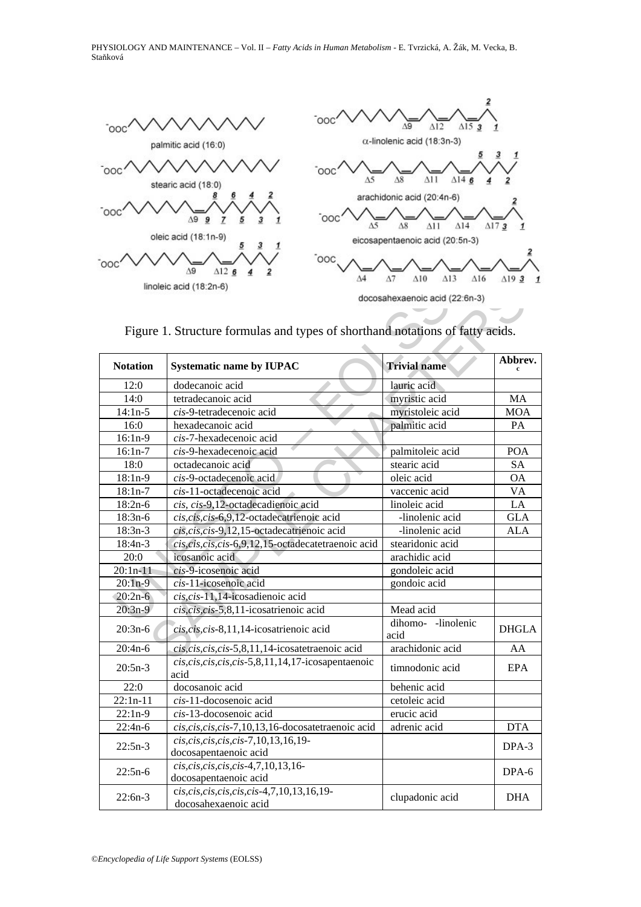Figure 1. Structure formulas and types of shorthand notations of fatty acids.

| Notation | Systematic name by IUPAC | Trivial name | Abbrev.[c] |
|---|---|---|---|
| 12:0 | dodecanoic acid | lauric acid | |
| 14:0 | tetradecanoic acid | myristic acid | MA |
| 14:1n-5 | *cis*-9-tetradecenoic acid | myristoleic acid | MOA |
| 16:0 | hexadecanoic acid | palmitic acid | PA |
| 16:1n-9 | *cis*-7-hexadecenoic acid | | |
| 16:1n-7 | *cis*-9-hexadecenoic acid | palmitoleic acid | POA |
| 18:0 | octadecanoic acid | stearic acid | SA |
| 18:1n-9 | *cis*-9-octadecenoic acid | oleic acid | OA |
| 18:1n-7 | *cis*-11-octadecenoic acid | vaccenic acid | VA |
| 18:2n-6 | *cis, cis*-9,12-octadecadienoic acid | linoleic acid | LA |
| 18:3n-6 | *cis,cis,cis*-6,9,12-octadecatrienoic acid | -linolenic acid | GLA |
| 18:3n-3 | *cis,cis,cis*-9,12,15-octadecatrienoic acid | -linolenic acid | ALA |
| 18:4n-3 | *cis,cis,cis,cis*-6,9,12,15-octadecatetraenoic acid | stearidonic acid | |
| 20:0 | icosanoic acid | arachidic acid | |
| 20:1n-11 | *cis*-9-icosenoic acid | gondoleic acid | |
| 20:1n-9 | *cis*-11-icosenoic acid | gondoic acid | |
| 20:2n-6 | *cis,cis*-11,14-icosadienoic acid | | |
| 20:3n-9 | *cis,cis,cis*-5,8,11-icosatrienoic acid | Mead acid | |
| 20:3n-6 | *cis,cis,cis*-8,11,14-icosatrienoic acid | dihomo- -linolenic acid | DHGLA |
| 20:4n-6 | *cis,cis,cis,cis*-5,8,11,14-icosatetraenoic acid | arachidonic acid | AA |
| 20:5n-3 | *cis,cis,cis,cis,cis*-5,8,11,14,17-icosapentaenoic acid | timnodonic acid | EPA |
| 22:0 | docosanoic acid | behenic acid | |
| 22:1n-11 | *cis*-11-docosenoic acid | cetoleic acid | |
| 22:1n-9 | *cis*-13-docosenoic acid | erucic acid | |
| 22:4n-6 | *cis,cis,cis,cis*-7,10,13,16-docosatetraenoic acid | adrenic acid | DTA |
| 22:5n-3 | *cis,cis,cis,cis,cis*-7,10,13,16,19-docosapentaenoic acid | | DPA-3 |
| 22:5n-6 | *cis,cis,cis,cis,cis*-4,7,10,13,16-docosapentaenoic acid | | DPA-6 |
| 22:6n-3 | *cis,cis,cis,cis,cis,cis*-4,7,10,13,16,19-docosahexaenoic acid | clupadonic acid | DHA |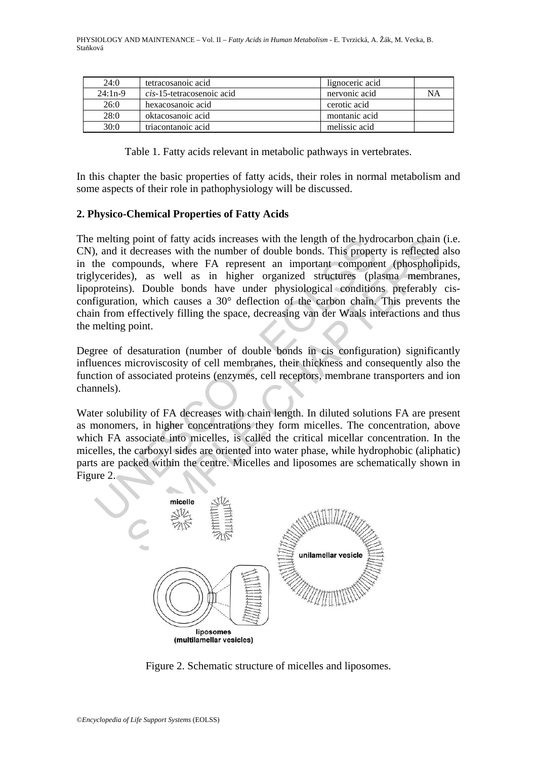| 24:0 | tetracosanoic acid | lignoceric acid | |
|---|---|---|---|
| 24:1n-9 | *cis*-15-tetracosenoic acid | nervonic acid | NA |
| 26:0 | hexacosanoic acid | cerotic acid | |
| 28:0 | oktacosanoic acid | montanic acid | |
| 30:0 | triacontanoic acid | melissic acid | |

Table 1. Fatty acids relevant in metabolic pathways in vertebrates.

In this chapter the basic properties of fatty acids, their roles in normal metabolism and some aspects of their role in pathophysiology will be discussed.

## 2. Physico-Chemical Properties of Fatty Acids

The melting point of fatty acids increases with the length of the hydrocarbon chain (i.e. CN), and it decreases with the number of double bonds. This property is reflected also in the compounds, where FA represent an important component (phospholipids, triglycerides), as well as in higher organized structures (plasma membranes, lipoproteins). Double bonds have under physiological conditions preferably cis-configuration, which causes a 30° deflection of the carbon chain. This prevents the chain from effectively filling the space, decreasing van der Waals interactions and thus the melting point.

Degree of desaturation (number of double bonds in cis configuration) significantly influences microviscosity of cell membranes, their thickness and consequently also the function of associated proteins (enzymes, cell receptors, membrane transporters and ion channels).

Water solubility of FA decreases with chain length. In diluted solutions FA are present as monomers, in higher concentrations they form micelles. The concentration, above which FA associate into micelles, is called the critical micellar concentration. In the micelles, the carboxyl sides are oriented into water phase, while hydrophobic (aliphatic) parts are packed within the centre. Micelles and liposomes are schematically shown in Figure 2.

Figure 2. Schematic structure of micelles and liposomes.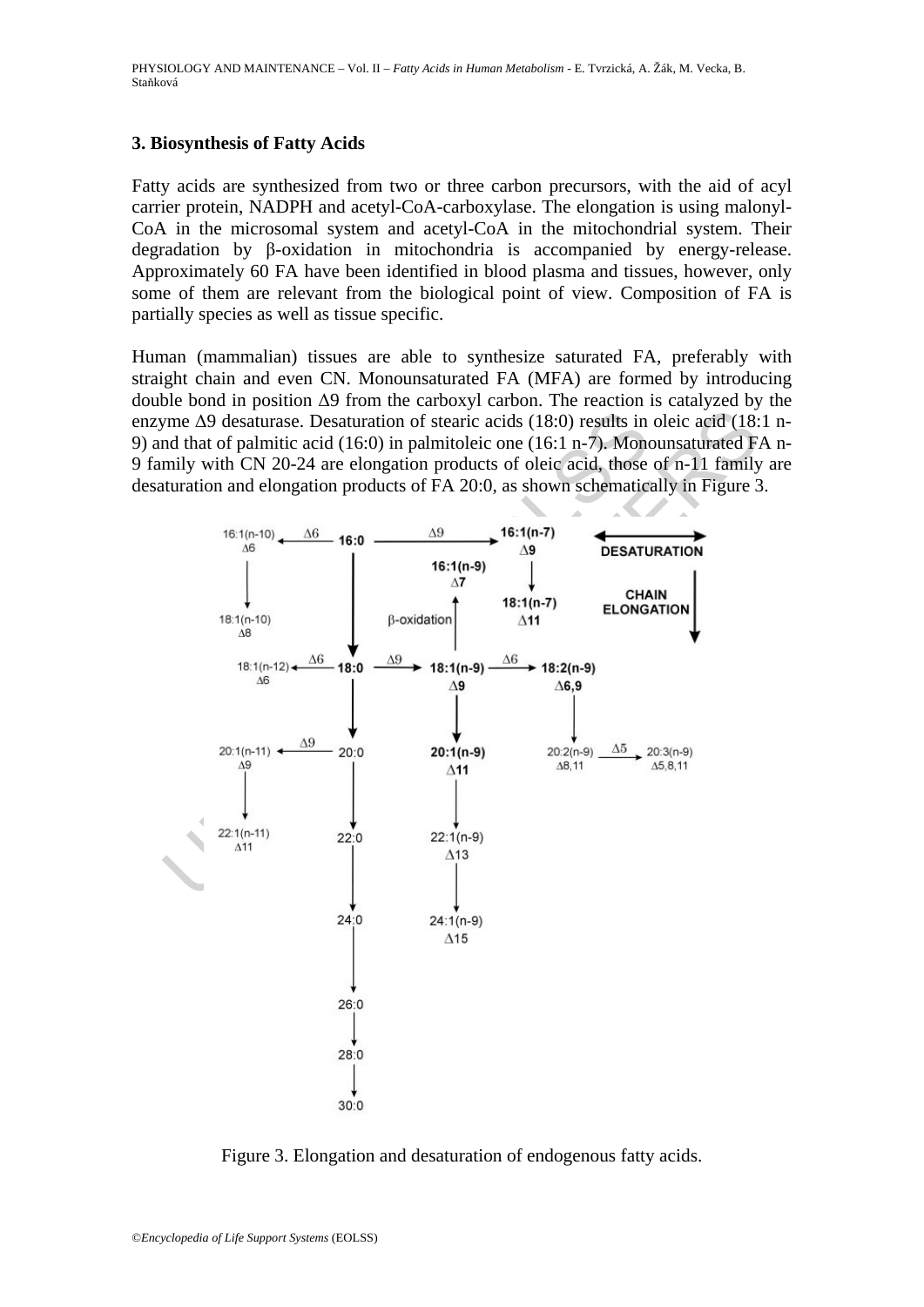## 3. Biosynthesis of Fatty Acids

Fatty acids are synthesized from two or three carbon precursors, with the aid of acyl carrier protein, NADPH and acetyl-CoA-carboxylase. The elongation is using malonyl-CoA in the microsomal system and acetyl-CoA in the mitochondrial system. Their degradation by β-oxidation in mitochondria is accompanied by energy-release. Approximately 60 FA have been identified in blood plasma and tissues, however, only some of them are relevant from the biological point of view. Composition of FA is partially species as well as tissue specific.

Human (mammalian) tissues are able to synthesize saturated FA, preferably with straight chain and even CN. Monounsaturated FA (MFA) are formed by introducing double bond in position Δ9 from the carboxyl carbon. The reaction is catalyzed by the enzyme Δ9 desaturase. Desaturation of stearic acids (18:0) results in oleic acid (18:1 n-9) and that of palmitic acid (16:0) in palmitoleic one (16:1 n-7). Monounsaturated FA n-9 family with CN 20-24 are elongation products of oleic acid, those of n-11 family are desaturation and elongation products of FA 20:0, as shown schematically in Figure 3.

Figure 3. Elongation and desaturation of endogenous fatty acids.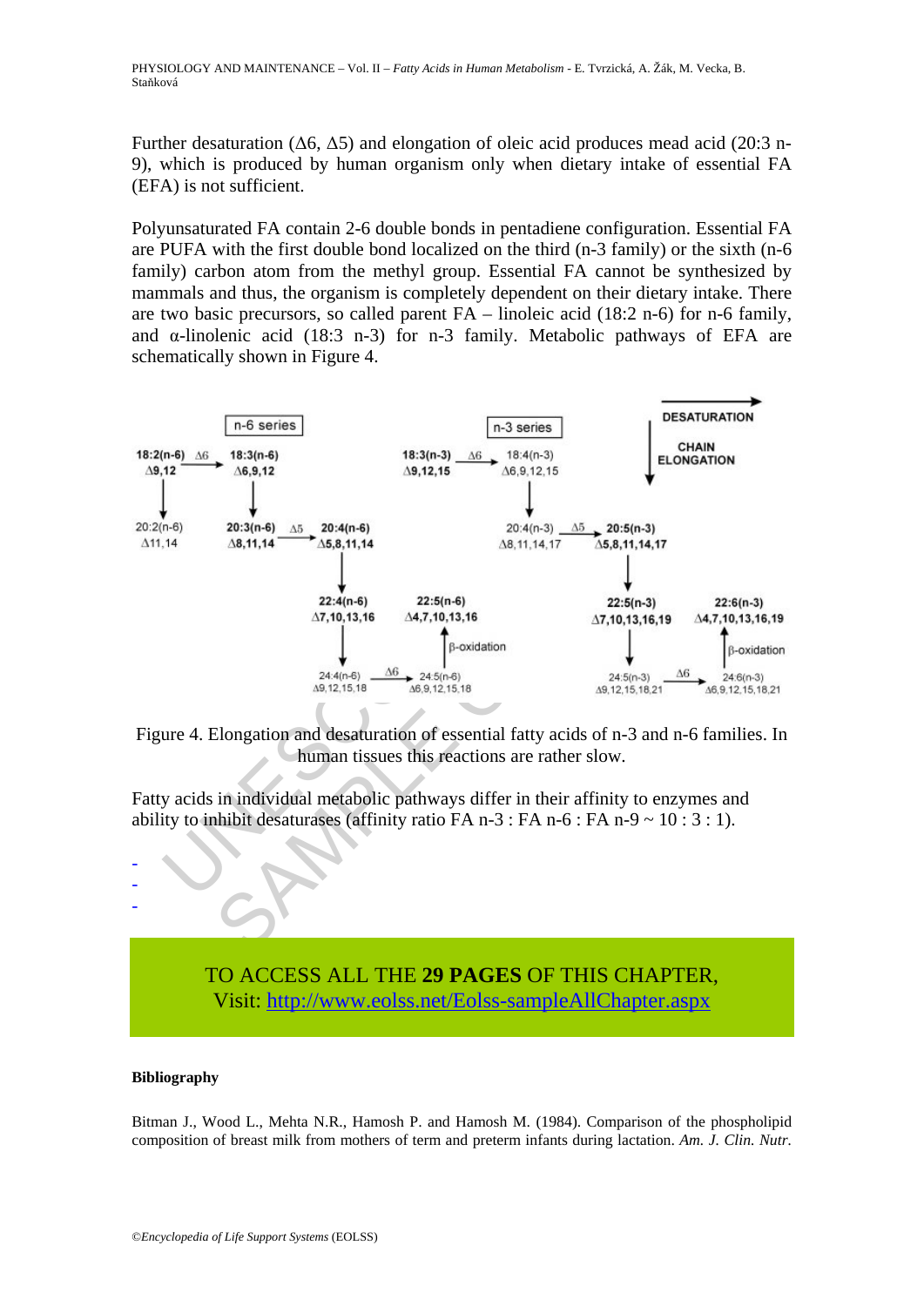Further desaturation (Δ6, Δ5) and elongation of oleic acid produces mead acid (20:3 n-9), which is produced by human organism only when dietary intake of essential FA (EFA) is not sufficient.

Polyunsaturated FA contain 2-6 double bonds in pentadiene configuration. Essential FA are PUFA with the first double bond localized on the third (n-3 family) or the sixth (n-6 family) carbon atom from the methyl group. Essential FA cannot be synthesized by mammals and thus, the organism is completely dependent on their dietary intake. There are two basic precursors, so called parent FA – linoleic acid (18:2 n-6) for n-6 family, and α-linolenic acid (18:3 n-3) for n-3 family. Metabolic pathways of EFA are schematically shown in Figure 4.

Figure 4. Elongation and desaturation of essential fatty acids of n-3 and n-6 families. In human tissues this reactions are rather slow.

Fatty acids in individual metabolic pathways differ in their affinity to enzymes and ability to inhibit desaturases (affinity ratio FA n-3 : FA n-6 : FA n-9 ~ 10 : 3 : 1).

-
-
-

TO ACCESS ALL THE **29 PAGES** OF THIS CHAPTER,
Visit: http://www.eolss.net/Eolss-sampleAllChapter.aspx

**Bibliography**

Bitman J., Wood L., Mehta N.R., Hamosh P. and Hamosh M. (1984). Comparison of the phospholipid composition of breast milk from mothers of term and preterm infants during lactation. *Am. J. Clin. Nutr.*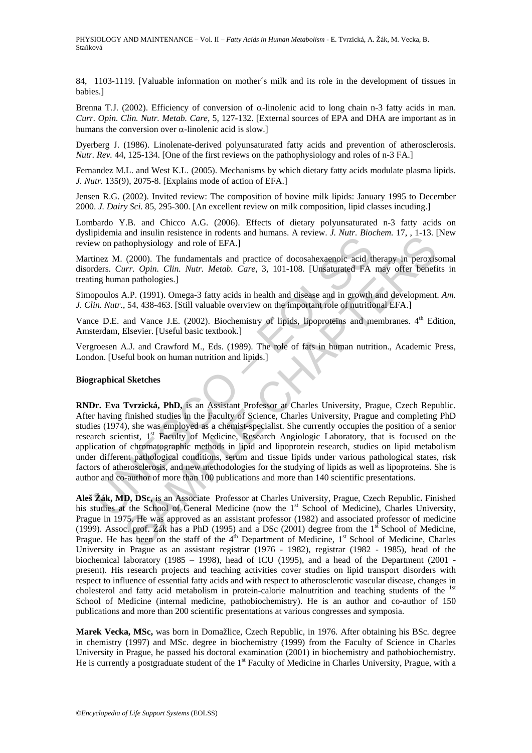84, 1103-1119. [Valuable information on mother´s milk and its role in the development of tissues in babies.]

Brenna T.J. (2002). Efficiency of conversion of α-linolenic acid to long chain n-3 fatty acids in man. *Curr. Opin. Clin. Nutr. Metab. Care*, 5, 127-132. [External sources of EPA and DHA are important as in humans the conversion over α-linolenic acid is slow.]

Dyerberg J. (1986). Linolenate-derived polyunsaturated fatty acids and prevention of atherosclerosis. *Nutr. Rev.* 44, 125-134. [One of the first reviews on the pathophysiology and roles of n-3 FA.]

Fernandez M.L. and West K.L. (2005). Mechanisms by which dietary fatty acids modulate plasma lipids. *J. Nutr.* 135(9), 2075-8. [Explains mode of action of EFA.]

Jensen R.G. (2002). Invited review: The composition of bovine milk lipids: January 1995 to December 2000. *J. Dairy Sci.* 85, 295-300. [An excellent review on milk composition, lipid classes incuding.]

Lombardo Y.B. and Chicco A.G. (2006). Effects of dietary polyunsaturated n-3 fatty acids on dyslipidemia and insulin resistence in rodents and humans. A review. *J. Nutr. Biochem.* 17, , 1-13. [New review on pathophysiology and role of EFA.]

Martinez M. (2000). The fundamentals and practice of docosahexaenoic acid therapy in peroxisomal disorders. *Curr. Opin. Clin. Nutr. Metab. Care*, 3, 101-108. [Unsaturated FA may offer benefits in treating human pathologies.]

Simopoulos A.P. (1991). Omega-3 fatty acids in health and disease and in growth and development. *Am. J. Clin. Nutr.*, 54, 438-463. [Still valuable overview on the important role of nutritional EFA.]

Vance D.E. and Vance J.E. (2002). Biochemistry of lipids, lipoproteins and membranes. 4th Edition, Amsterdam, Elsevier. [Useful basic textbook.]

Vergroesen A.J. and Crawford M., Eds. (1989). The role of fats in human nutrition., Academic Press, London. [Useful book on human nutrition and lipids.]

**Biographical Sketches**

**RNDr. Eva Tvrzická, PhD,** is an Assistant Professor at Charles University, Prague, Czech Republic. After having finished studies in the Faculty of Science, Charles University, Prague and completing PhD studies (1974), she was employed as a chemist-specialist. She currently occupies the position of a senior research scientist, 1st Faculty of Medicine, Research Angiologic Laboratory, that is focused on the application of chromatographic methods in lipid and lipoprotein research, studies on lipid metabolism under different pathological conditions, serum and tissue lipids under various pathological states, risk factors of atherosclerosis, and new methodologies for the studying of lipids as well as lipoproteins. She is author and co-author of more than 100 publications and more than 140 scientific presentations.

**Aleš Žák, MD, DSc,** is an Associate Professor at Charles University, Prague, Czech Republic**.** Finished his studies at the School of General Medicine (now the 1st School of Medicine), Charles University, Prague in 1975. He was approved as an assistant professor (1982) and associated professor of medicine (1999). Assoc. prof. Žák has a PhD (1995) and a DSc (2001) degree from the 1st School of Medicine, Prague. He has been on the staff of the 4th Department of Medicine, 1st School of Medicine, Charles University in Prague as an assistant registrar (1976 - 1982), registrar (1982 - 1985), head of the biochemical laboratory (1985 – 1998), head of ICU (1995), and a head of the Department (2001 - present). His research projects and teaching activities cover studies on lipid transport disorders with respect to influence of essential fatty acids and with respect to atherosclerotic vascular disease, changes in cholesterol and fatty acid metabolism in protein-calorie malnutrition and teaching students of the 1st School of Medicine (internal medicine, pathobiochemistry). He is an author and co-author of 150 publications and more than 200 scientific presentations at various congresses and symposia.

**Marek Vecka, MSc,** was born in Domažlice, Czech Republic, in 1976. After obtaining his BSc. degree in chemistry (1997) and MSc. degree in biochemistry (1999) from the Faculty of Science in Charles University in Prague, he passed his doctoral examination (2001) in biochemistry and pathobiochemistry. He is currently a postgraduate student of the 1st Faculty of Medicine in Charles University, Prague, with a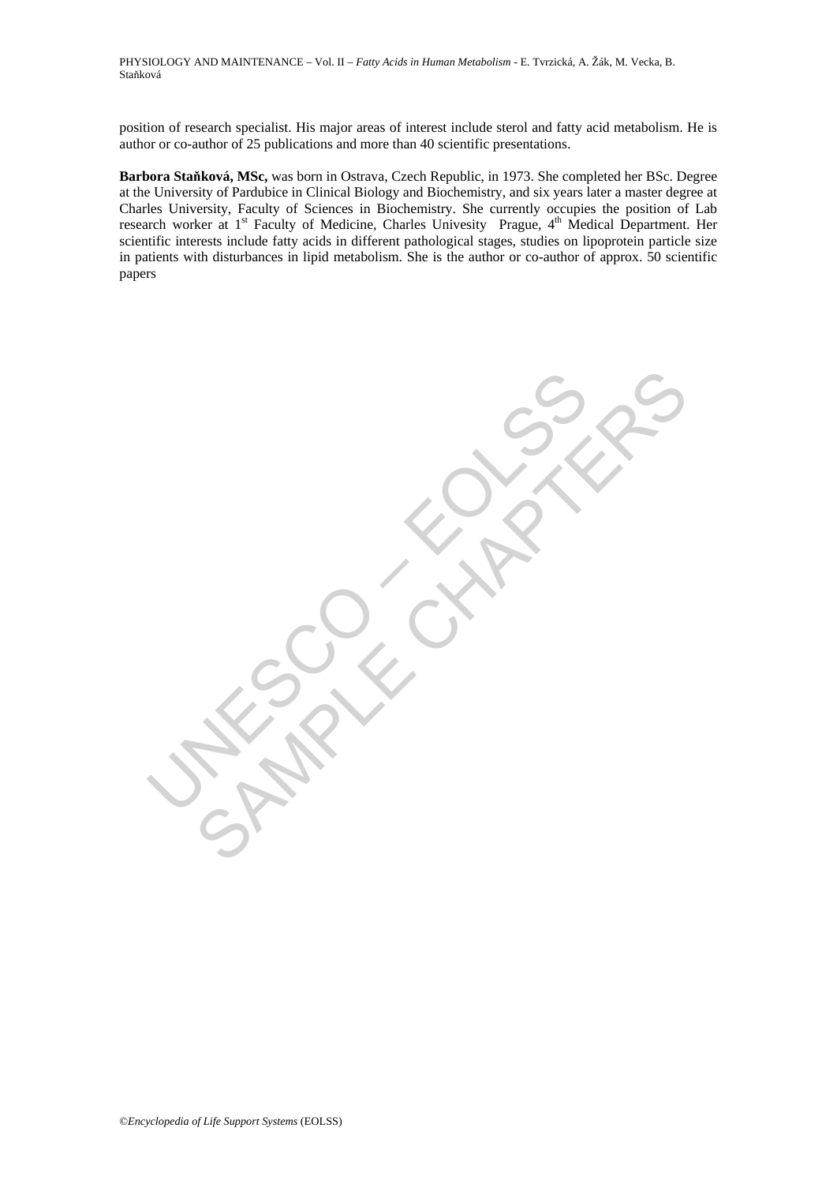position of research specialist. His major areas of interest include sterol and fatty acid metabolism. He is author or co-author of 25 publications and more than 40 scientific presentations.

**Barbora Staňková, MSc,** was born in Ostrava, Czech Republic, in 1973. She completed her BSc. Degree at the University of Pardubice in Clinical Biology and Biochemistry, and six years later a master degree at Charles University, Faculty of Sciences in Biochemistry. She currently occupies the position of Lab research worker at 1st Faculty of Medicine, Charles Univesity Prague, 4th Medical Department. Her scientific interests include fatty acids in different pathological stages, studies on lipoprotein particle size in patients with disturbances in lipid metabolism. She is the author or co-author of approx. 50 scientific papers